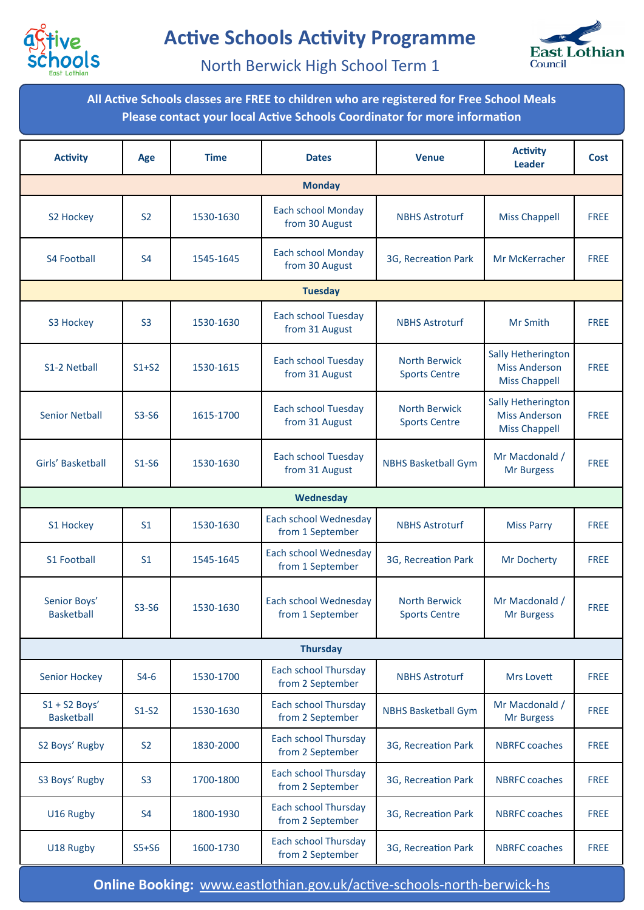# Active Schools Activity Programme

## North Berwick High School Term 1

**All Active Schools classes are FREE to children who are registered for Free School Meals**
**Please contact your local Active Schools Coordinator for more information**

| Activity | Age | Time | Dates | Venue | Activity Leader | Cost |
|---|---|---|---|---|---|---|
| **Monday** | | | | | | |
| S2 Hockey | S2 | 1530-1630 | Each school Monday from 30 August | NBHS Astroturf | Miss Chappell | FREE |
| S4 Football | S4 | 1545-1645 | Each school Monday from 30 August | 3G, Recreation Park | Mr McKerracher | FREE |
| **Tuesday** | | | | | | |
| S3 Hockey | S3 | 1530-1630 | Each school Tuesday from 31 August | NBHS Astroturf | Mr Smith | FREE |
| S1-2 Netball | S1+S2 | 1530-1615 | Each school Tuesday from 31 August | North Berwick Sports Centre | Sally Hetherington Miss Anderson Miss Chappell | FREE |
| Senior Netball | S3-S6 | 1615-1700 | Each school Tuesday from 31 August | North Berwick Sports Centre | Sally Hetherington Miss Anderson Miss Chappell | FREE |
| Girls' Basketball | S1-S6 | 1530-1630 | Each school Tuesday from 31 August | NBHS Basketball Gym | Mr Macdonald / Mr Burgess | FREE |
| **Wednesday** | | | | | | |
| S1 Hockey | S1 | 1530-1630 | Each school Wednesday from 1 September | NBHS Astroturf | Miss Parry | FREE |
| S1 Football | S1 | 1545-1645 | Each school Wednesday from 1 September | 3G, Recreation Park | Mr Docherty | FREE |
| Senior Boys' Basketball | S3-S6 | 1530-1630 | Each school Wednesday from 1 September | North Berwick Sports Centre | Mr Macdonald / Mr Burgess | FREE |
| **Thursday** | | | | | | |
| Senior Hockey | S4-6 | 1530-1700 | Each school Thursday from 2 September | NBHS Astroturf | Mrs Lovett | FREE |
| S1 + S2 Boys' Basketball | S1-S2 | 1530-1630 | Each school Thursday from 2 September | NBHS Basketball Gym | Mr Macdonald / Mr Burgess | FREE |
| S2 Boys' Rugby | S2 | 1830-2000 | Each school Thursday from 2 September | 3G, Recreation Park | NBRFC coaches | FREE |
| S3 Boys' Rugby | S3 | 1700-1800 | Each school Thursday from 2 September | 3G, Recreation Park | NBRFC coaches | FREE |
| U16 Rugby | S4 | 1800-1930 | Each school Thursday from 2 September | 3G, Recreation Park | NBRFC coaches | FREE |
| U18 Rugby | S5+S6 | 1600-1730 | Each school Thursday from 2 September | 3G, Recreation Park | NBRFC coaches | FREE |

**Online Booking:** www.eastlothian.gov.uk/active-schools-north-berwick-hs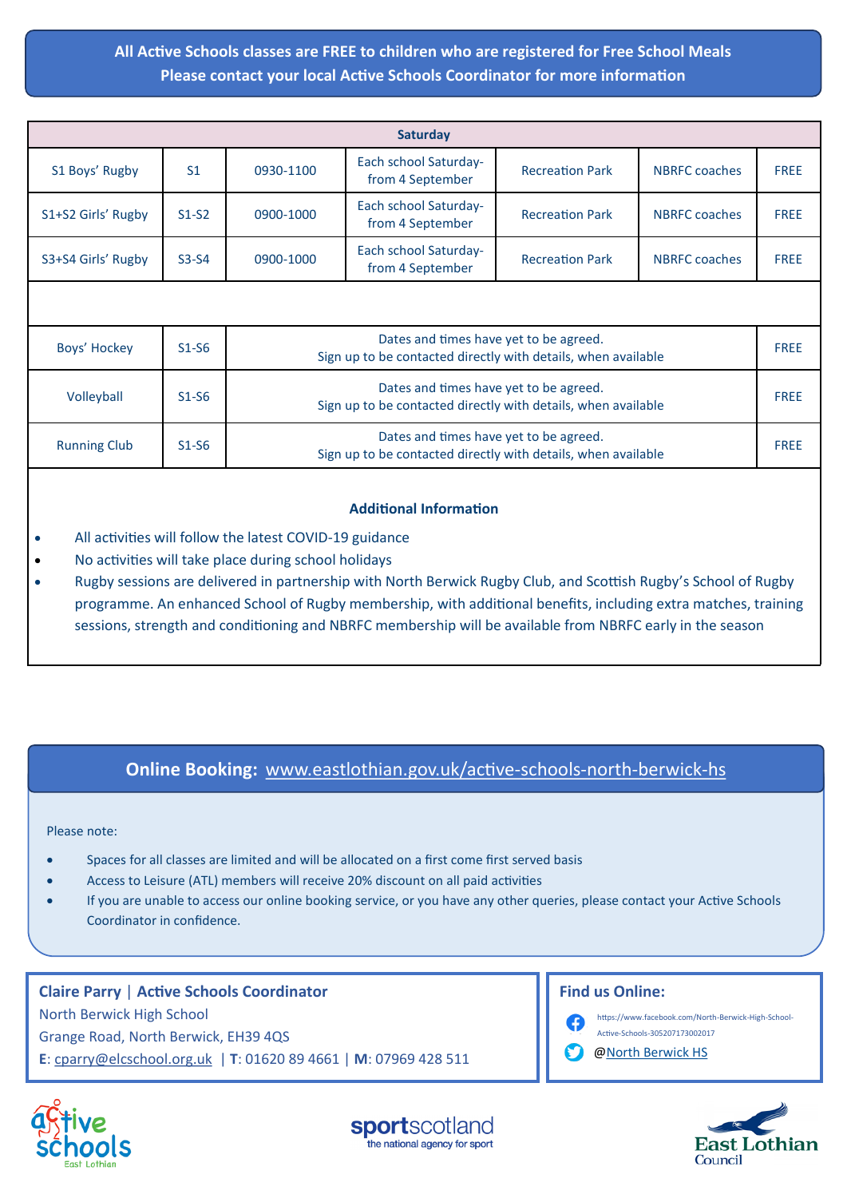**All Active Schools classes are FREE to children who are registered for Free School Meals**
**Please contact your local Active Schools Coordinator for more information**

| Saturday | | | | | | |
|---|---|---|---|---|---|---|
| S1 Boys' Rugby | S1 | 0930-1100 | Each school Saturday- from 4 September | Recreation Park | NBRFC coaches | FREE |
| S1+S2 Girls' Rugby | S1-S2 | 0900-1000 | Each school Saturday- from 4 September | Recreation Park | NBRFC coaches | FREE |
| S3+S4 Girls' Rugby | S3-S4 | 0900-1000 | Each school Saturday- from 4 September | Recreation Park | NBRFC coaches | FREE |
| | | | | | | |
| Boys' Hockey | S1-S6 | Dates and times have yet to be agreed. Sign up to be contacted directly with details, when available | | | | FREE |
| Volleyball | S1-S6 | Dates and times have yet to be agreed. Sign up to be contacted directly with details, when available | | | | FREE |
| Running Club | S1-S6 | Dates and times have yet to be agreed. Sign up to be contacted directly with details, when available | | | | FREE |

**Additional Information**

- All activities will follow the latest COVID-19 guidance
- No activities will take place during school holidays
- Rugby sessions are delivered in partnership with North Berwick Rugby Club, and Scottish Rugby's School of Rugby programme. An enhanced School of Rugby membership, with additional benefits, including extra matches, training sessions, strength and conditioning and NBRFC membership will be available from NBRFC early in the season

## Online Booking: www.eastlothian.gov.uk/active-schools-north-berwick-hs

Please note:

- Spaces for all classes are limited and will be allocated on a first come first served basis
- Access to Leisure (ATL) members will receive 20% discount on all paid activities
- If you are unable to access our online booking service, or you have any other queries, please contact your Active Schools Coordinator in confidence.

**Claire Parry | Active Schools Coordinator**
North Berwick High School
Grange Road, North Berwick, EH39 4QS
**E**: cparry@elcschool.org.uk | **T**: 01620 89 4661 | **M**: 07969 428 511

**Find us Online:**
https://www.facebook.com/North-Berwick-High-School-Active-Schools-305207173002017
@North Berwick HS

active schools East Lothian

sportscotland the national agency for sport

East Lothian Council